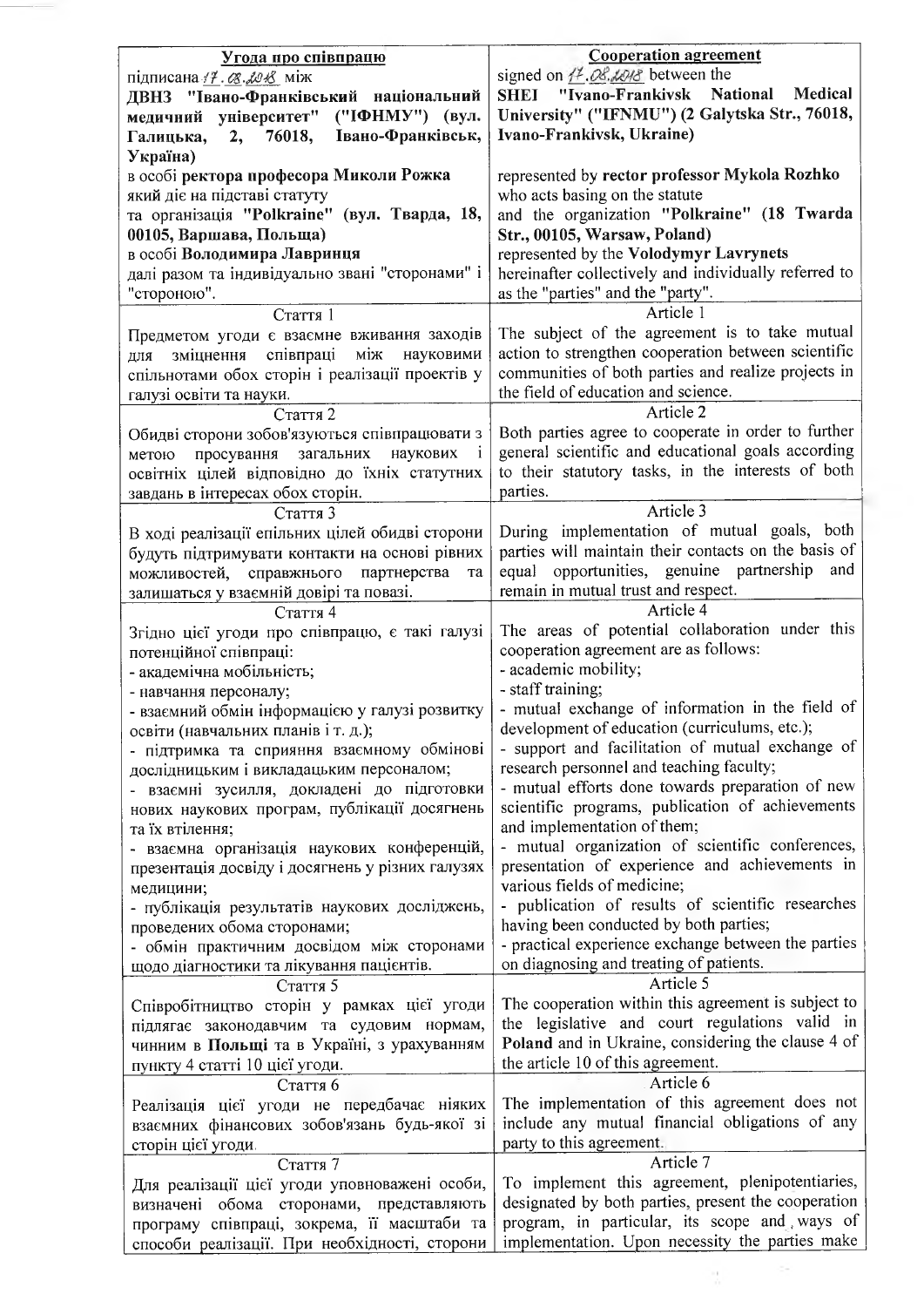| **Угода про співпрацю** | **Cooperation agreement** |
|---|---|
| підписана 17.08.2018 між<br>**ДВНЗ "Івано-Франківський національний медичний університет" ("ІФНМУ") (вул. Галицька, 2, 76018, Івано-Франківськ, Україна)**<br>в особі **ректора професора Миколи Рожка** який діє на підставі статуту<br>та організація **"Polkraine" (вул. Тварда, 18, 00105, Варшава, Польща)**<br>в особі **Володимира Лавринця**<br>далі разом та індивідуально звані "сторонами" і "стороною". | signed on 17.08.2018 between the<br>**SHEI "Ivano-Frankivsk National Medical University" ("IFNMU") (2 Galytska Str., 76018, Ivano-Frankivsk, Ukraine)**<br>represented by **rector professor Mykola Rozhko** who acts basing on the statute<br>and the organization **"Polkraine" (18 Twarda Str., 00105, Warsaw, Poland)**<br>represented by the **Volodymyr Lavrynets**<br>hereinafter collectively and individually referred to as the "parties" and the "party". |
| Стаття 1<br>Предметом угоди є взаємне вживання заходів для зміцнення співпраці між науковими спільнотами обох сторін і реалізації проектів у галузі освіти та науки. | Article 1<br>The subject of the agreement is to take mutual action to strengthen cooperation between scientific communities of both parties and realize projects in the field of education and science. |
| Стаття 2<br>Обидві сторони зобов'язуються співпрацювати з метою просування загальних наукових і освітніх цілей відповідно до їхніх статутних завдань в інтересах обох сторін. | Article 2<br>Both parties agree to cooperate in order to further general scientific and educational goals according to their statutory tasks, in the interests of both parties. |
| Стаття 3<br>В ході реалізації епільних цілей обидві сторони будуть підтримувати контакти на основі рівних можливостей, справжнього партнерства та залишаться у взаємній довірі та повазі. | Article 3<br>During implementation of mutual goals, both parties will maintain their contacts on the basis of equal opportunities, genuine partnership and remain in mutual trust and respect. |
| Стаття 4<br>Згідно цієї угоди про співпрацю, є такі галузі потенційної співпраці:<br>- академічна мобільність;<br>- навчання персоналу;<br>- взаємний обмін інформацією у галузі розвитку освіти (навчальних планів і т. д.);<br>- підтримка та сприяння взаємному обмінові дослідницьким і викладацьким персоналом;<br>- взаємні зусилля, докладені до підготовки нових наукових програм, публікації досягнень та їх втілення;<br>- взаємна організація наукових конференцій, презентація досвіду і досягнень у різних галузях медицини;<br>- публікація результатів наукових досліджень, проведених обома сторонами;<br>- обмін практичним досвідом між сторонами щодо діагностики та лікування пацієнтів. | Article 4<br>The areas of potential collaboration under this cooperation agreement are as follows:<br>- academic mobility;<br>- staff training;<br>- mutual exchange of information in the field of development of education (curriculums, etc.);<br>- support and facilitation of mutual exchange of research personnel and teaching faculty;<br>- mutual efforts done towards preparation of new scientific programs, publication of achievements and implementation of them;<br>- mutual organization of scientific conferences, presentation of experience and achievements in various fields of medicine;<br>- publication of results of scientific researches having been conducted by both parties;<br>- practical experience exchange between the parties on diagnosing and treating of patients. |
| Стаття 5<br>Співробітництво сторін у рамках цієї угоди підлягає законодавчим та судовим нормам, чинним в **Польщі** та в Україні, з урахуванням пункту 4 статті 10 цієї угоди. | Article 5<br>The cooperation within this agreement is subject to the legislative and court regulations valid in **Poland** and in Ukraine, considering the clause 4 of the article 10 of this agreement. |
| Стаття 6<br>Реалізація цієї угоди не передбачає ніяких взаємних фінансових зобов'язань будь-якої зі сторін цієї угоди. | Article 6<br>The implementation of this agreement does not include any mutual financial obligations of any party to this agreement. |
| Стаття 7<br>Для реалізації цієї угоди уповноважені особи, визначені обома сторонами, представляють програму співпраці, зокрема, її масштаби та способи реалізації. При необхідності, сторони | Article 7<br>To implement this agreement, plenipotentiaries, designated by both parties, present the cooperation program, in particular, its scope and ways of implementation. Upon necessity the parties make |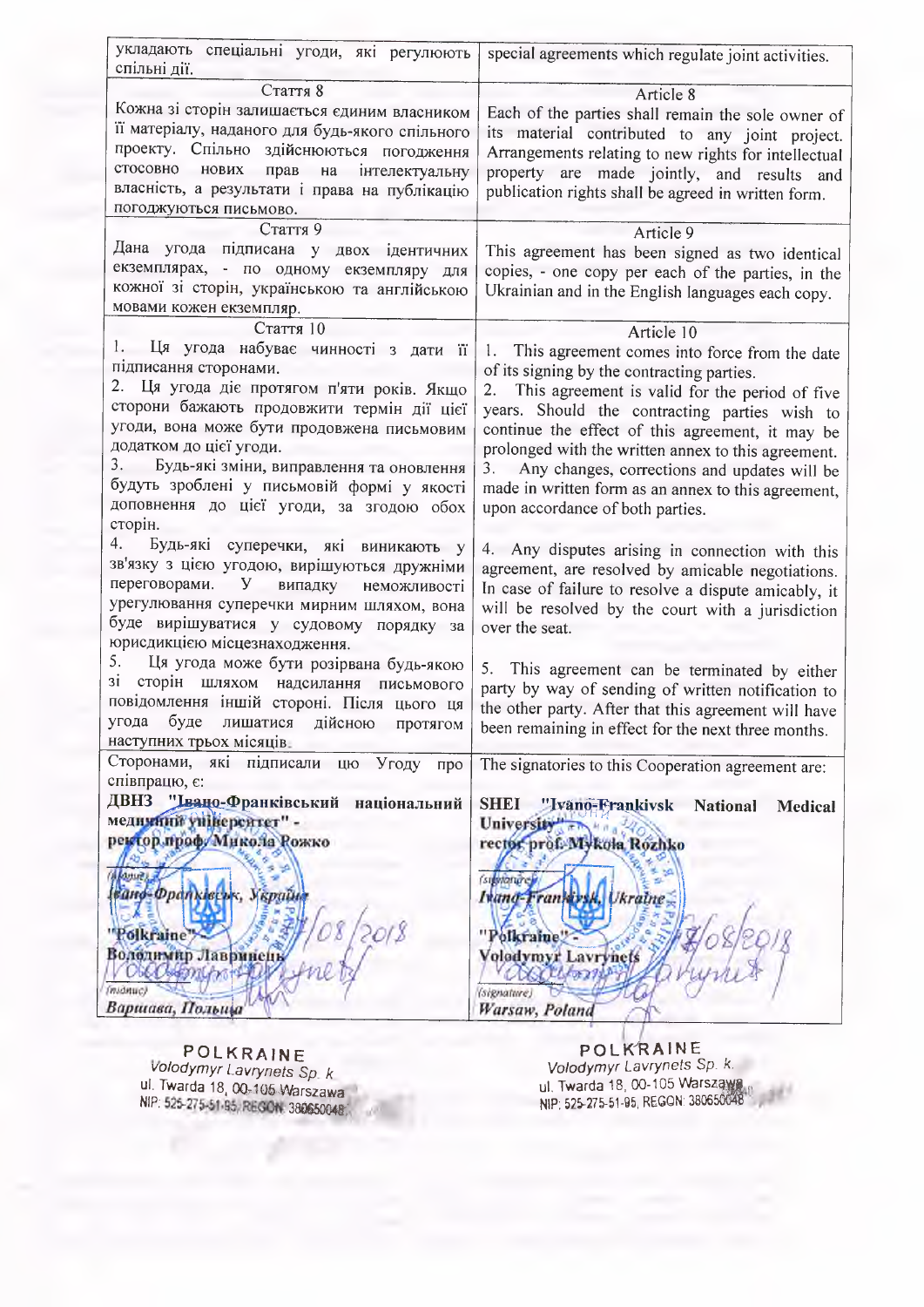| | |
|---|---|
| укладають спеціальні угоди, які регулюють спільні дії. | special agreements which regulate joint activities. |
| Стаття 8<br>Кожна зі сторін залишається єдиним власником її матеріалу, наданого для будь-якого спільного проекту. Спільно здійснюються погодження стосовно нових прав на інтелектуальну власність, а результати і права на публікацію погоджуються письмово. | Article 8<br>Each of the parties shall remain the sole owner of its material contributed to any joint project. Arrangements relating to new rights for intellectual property are made jointly, and results and publication rights shall be agreed in written form. |
| Стаття 9<br>Дана угода підписана у двох ідентичних екземплярах, - по одному екземпляру для кожної зі сторін, українською та англійською мовами кожен екземпляр. | Article 9<br>This agreement has been signed as two identical copies, - one copy per each of the parties, in the Ukrainian and in the English languages each copy. |
| Стаття 10<br>1. Ця угода набуває чинності з дати її підписання сторонами.<br>2. Ця угода діє протягом п'яти років. Якщо сторони бажають продовжити термін дії цієї угоди, вона може бути продовжена письмовим додатком до цієї угоди.<br>3. Будь-які зміни, виправлення та оновлення будуть зроблені у письмовій формі у якості доповнення до цієї угоди, за згодою обох сторін.<br>4. Будь-які суперечки, які виникають у зв'язку з цією угодою, вирішуються дружніми переговорами. У випадку неможливості урегулювання суперечки мирним шляхом, вона буде вирішуватися у судовому порядку за юрисдикцією місцезнаходження.<br>5. Ця угода може бути розірвана будь-якою зі сторін шляхом надсилання письмового повідомлення іншій стороні. Після цього ця угода буде лишатися дійсною протягом наступних трьох місяців. | Article 10<br>1. This agreement comes into force from the date of its signing by the contracting parties.<br>2. This agreement is valid for the period of five years. Should the contracting parties wish to continue the effect of this agreement, it may be prolonged with the written annex to this agreement.<br>3. Any changes, corrections and updates will be made in written form as an annex to this agreement, upon accordance of both parties.<br>4. Any disputes arising in connection with this agreement, are resolved by amicable negotiations. In case of failure to resolve a dispute amicably, it will be resolved by the court with a jurisdiction over the seat.<br>5. This agreement can be terminated by either party by way of sending of written notification to the other party. After that this agreement will have been remaining in effect for the next three months. |
| Сторонами, які підписали цю Угоду про співпрацю, є: | The signatories to this Cooperation agreement are: |
| **ДВНЗ "Івано-Франківський національний медичний університет" -**<br>**ректор проф. Микола Рожко**<br>*(підпис)*<br>***Івано-Франківськ, Україна***<br>**"Polkraine" -**<br>**Володимир Лавринець**<br>*(підпис)*<br>***Варшава, Польща*** | **SHEI "Ivano-Frankivsk National Medical University" -**<br>**rector prof. Mykola Rozhko**<br>*(signature)*<br>***Ivano-Frankivsk, Ukraine***<br>**"Polkraine" -**<br>**Volodymyr Lavrynets**<br>*(signature)*<br>***Warsaw, Poland*** |

/08/2018 &emsp; /08/2018

POLKRAINE
Volodymyr Lavrynets Sp. k.
ul. Twarda 18, 00-105 Warszawa
NIP: 525-275-51-95, REGON: 380650048

POLKRAINE
Volodymyr Lavrynets Sp. k.
ul. Twarda 18, 00-105 Warszawa
NIP: 525-275-51-95, REGON: 380650048